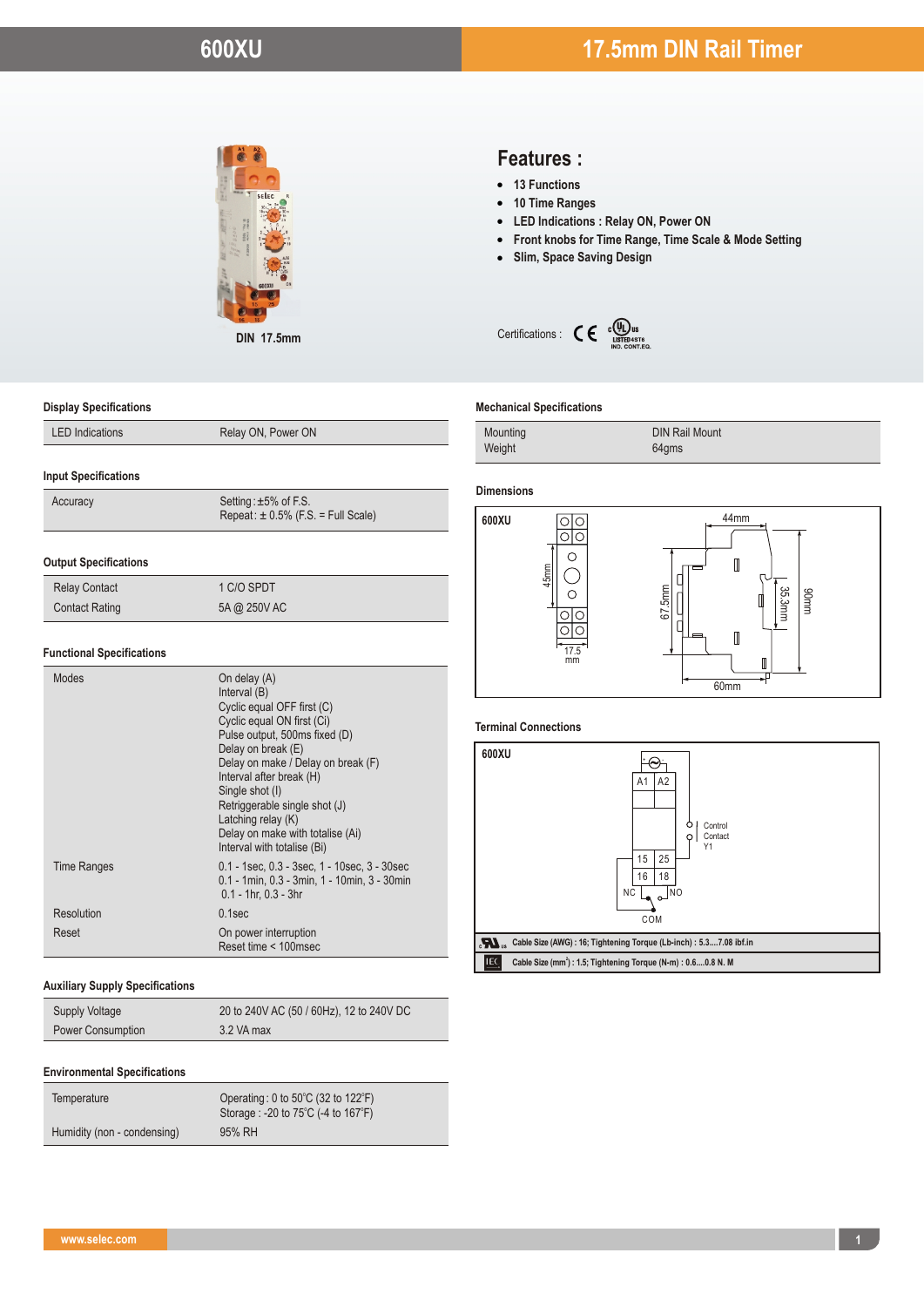# 600XU

## 17.5mm DIN Rail Timer

DIN 17.5mm

## Features :

- 13 Functions
- 10 Time Ranges
- LED Indications : Relay ON, Power ON
- Front knobs for Time Range, Time Scale & Mode Setting
- Slim, Space Saving Design

Certifications : CE, cULus LISTED 4ST6 IND. CONT. EQ.

### Display Specifications

| | |
|---|---|
| LED Indications | Relay ON, Power ON |

### Input Specifications

| | |
|---|---|
| Accuracy | Setting : ±5% of F.S.<br>Repeat : ± 0.5% (F.S. = Full Scale) |

### Output Specifications

| | |
|---|---|
| Relay Contact | 1 C/O SPDT |
| Contact Rating | 5A @ 250V AC |

### Functional Specifications

| | |
|---|---|
| Modes | On delay (A)<br>Interval (B)<br>Cyclic equal OFF first (C)<br>Cyclic equal ON first (Ci)<br>Pulse output, 500ms fixed (D)<br>Delay on break (E)<br>Delay on make / Delay on break (F)<br>Interval after break (H)<br>Single shot (I)<br>Retriggerable single shot (J)<br>Latching relay (K)<br>Delay on make with totalise (Ai)<br>Interval with totalise (Bi) |
| Time Ranges | 0.1 - 1sec, 0.3 - 3sec, 1 - 10sec, 3 - 30sec<br>0.1 - 1min, 0.3 - 3min, 1 - 10min, 3 - 30min<br>0.1 - 1hr, 0.3 - 3hr |
| Resolution | 0.1sec |
| Reset | On power interruption<br>Reset time < 100msec |

### Auxiliary Supply Specifications

| | |
|---|---|
| Supply Voltage | 20 to 240V AC (50 / 60Hz), 12 to 240V DC |
| Power Consumption | 3.2 VA max |

### Environmental Specifications

| | |
|---|---|
| Temperature | Operating : 0 to 50°C (32 to 122°F)<br>Storage : -20 to 75°C (-4 to 167°F) |
| Humidity (non - condensing) | 95% RH |

### Mechanical Specifications

| | |
|---|---|
| Mounting | DIN Rail Mount |
| Weight | 64gms |

### Dimensions

600XU

45mm, 17.5 mm, 44mm, 67.5mm, 35.3mm, 90mm, 60mm

### Terminal Connections

600XU

A1, A2, Control Contact Y1, 15, 25, 16, 18, NC, NO, COM

cULus: Cable Size (AWG) : 16; Tightening Torque (Lb-inch) : 5.3....7.08 lbf.in

IEC: Cable Size (mm$^2$) : 1.5; Tightening Torque (N-m) : 0.6....0.8 N. M

www.selec.com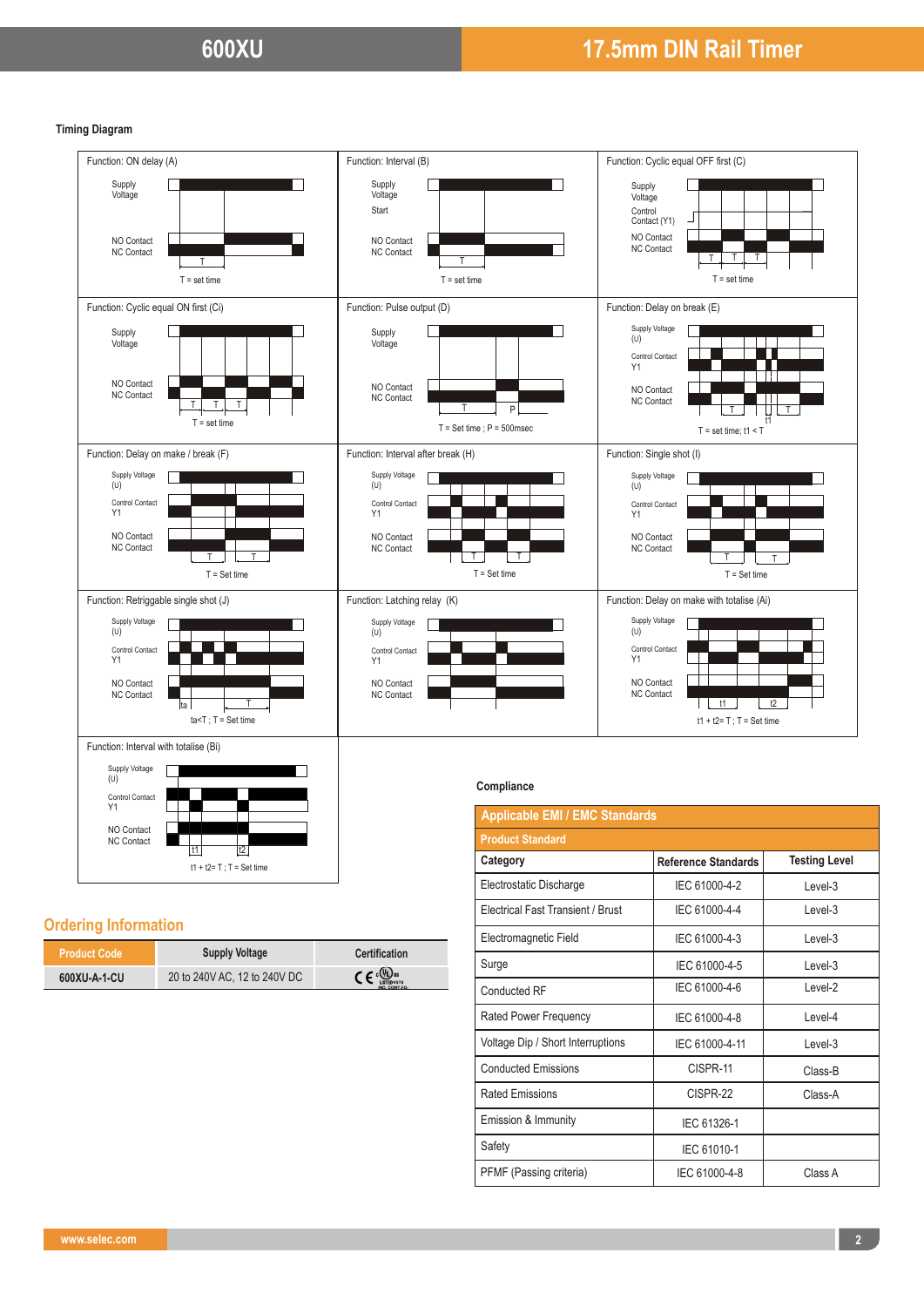## Timing Diagram

Function: ON delay (A)

Supply Voltage

NO Contact
NC Contact

T

T = set time

Function: Interval (B)

Supply Voltage
Start

NO Contact
NC Contact

T

T = set time

Function: Cyclic equal OFF first (C)

Supply Voltage
Control Contact (Y1)

NO Contact
NC Contact

T T T

T = set time

Function: Cyclic equal ON first (Ci)

Supply Voltage

NO Contact
NC Contact

T T T

T = set time

Function: Pulse output (D)

Supply Voltage

NO Contact
NC Contact

T P

T = Set time ; P = 500msec

Function: Delay on break (E)

Supply Voltage (U)

Control Contact Y1

NO Contact
NC Contact

T t1 T

T = set time; t1 < T

Function: Delay on make / break (F)

Supply Voltage (U)

Control Contact Y1

NO Contact
NC Contact

T T

T = Set time

Function: Interval after break (H)

Supply Voltage (U)

Control Contact Y1

NO Contact
NC Contact

T T

T = Set time

Function: Single shot (I)

Supply Voltage (U)

Control Contact Y1

NO Contact
NC Contact

T T

T = Set time

Function: Retriggable single shot (J)

Supply Voltage (U)

Control Contact Y1

NO Contact
NC Contact

ta T

ta<T ; T = Set time

Function: Latching relay (K)

Supply Voltage (U)

Control Contact Y1

NO Contact
NC Contact

Function: Delay on make with totalise (Ai)

Supply Voltage (U)

Control Contact Y1

NO Contact
NC Contact

t1 t2

t1 + t2= T ; T = Set time

Function: Interval with totalise (Bi)

Supply Voltage (U)

Control Contact Y1

NO Contact
NC Contact

t1 t2

t1 + t2= T ; T = Set time

## Compliance

| Applicable EMI / EMC Standards | | |
|---|---|---|
| **Product Standard** | | |
| **Category** | **Reference Standards** | **Testing Level** |
| Electrostatic Discharge | IEC 61000-4-2 | Level-3 |
| Electrical Fast Transient / Brust | IEC 61000-4-4 | Level-3 |
| Electromagnetic Field | IEC 61000-4-3 | Level-3 |
| Surge | IEC 61000-4-5 | Level-3 |
| Conducted RF | IEC 61000-4-6 | Level-2 |
| Rated Power Frequency | IEC 61000-4-8 | Level-4 |
| Voltage Dip / Short Interruptions | IEC 61000-4-11 | Level-3 |
| Conducted Emissions | CISPR-11 | Class-B |
| Rated Emissions | CISPR-22 | Class-A |
| Emission & Immunity | IEC 61326-1 | |
| Safety | IEC 61010-1 | |
| PFMF (Passing criteria) | IEC 61000-4-8 | Class A |

## Ordering Information

| Product Code | Supply Voltage | Certification |
|---|---|---|
| 600XU-A-1-CU | 20 to 240V AC, 12 to 240V DC | CE cULus LISTED IND. CONT. EQ. |